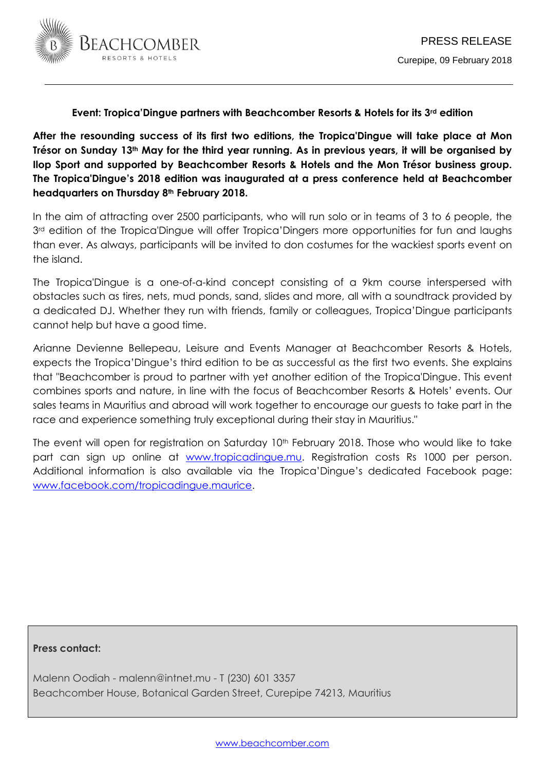BEACHCOMBER RESORTS & HOTELS

PRESS RELEASE

Curepipe, 09 February 2018

---

**Event: Tropica'Dingue partners with Beachcomber Resorts & Hotels for its 3rd edition**

**After the resounding success of its first two editions, the Tropica'Dingue will take place at Mon Trésor on Sunday 13th May for the third year running. As in previous years, it will be organised by Ilop Sport and supported by Beachcomber Resorts & Hotels and the Mon Trésor business group. The Tropica'Dingue's 2018 edition was inaugurated at a press conference held at Beachcomber headquarters on Thursday 8th February 2018.**

In the aim of attracting over 2500 participants, who will run solo or in teams of 3 to 6 people, the 3rd edition of the Tropica'Dingue will offer Tropica'Dingers more opportunities for fun and laughs than ever. As always, participants will be invited to don costumes for the wackiest sports event on the island.

The Tropica'Dingue is a one-of-a-kind concept consisting of a 9km course interspersed with obstacles such as tires, nets, mud ponds, sand, slides and more, all with a soundtrack provided by a dedicated DJ. Whether they run with friends, family or colleagues, Tropica'Dingue participants cannot help but have a good time.

Arianne Devienne Bellepeau, Leisure and Events Manager at Beachcomber Resorts & Hotels, expects the Tropica'Dingue's third edition to be as successful as the first two events. She explains that "Beachcomber is proud to partner with yet another edition of the Tropica'Dingue. This event combines sports and nature, in line with the focus of Beachcomber Resorts & Hotels' events. Our sales teams in Mauritius and abroad will work together to encourage our guests to take part in the race and experience something truly exceptional during their stay in Mauritius."

The event will open for registration on Saturday 10th February 2018. Those who would like to take part can sign up online at www.tropicadingue.mu. Registration costs Rs 1000 per person. Additional information is also available via the Tropica'Dingue's dedicated Facebook page: www.facebook.com/tropicadingue.maurice.

**Press contact:**

Malenn Oodiah - malenn@intnet.mu - T (230) 601 3357
Beachcomber House, Botanical Garden Street, Curepipe 74213, Mauritius

www.beachcomber.com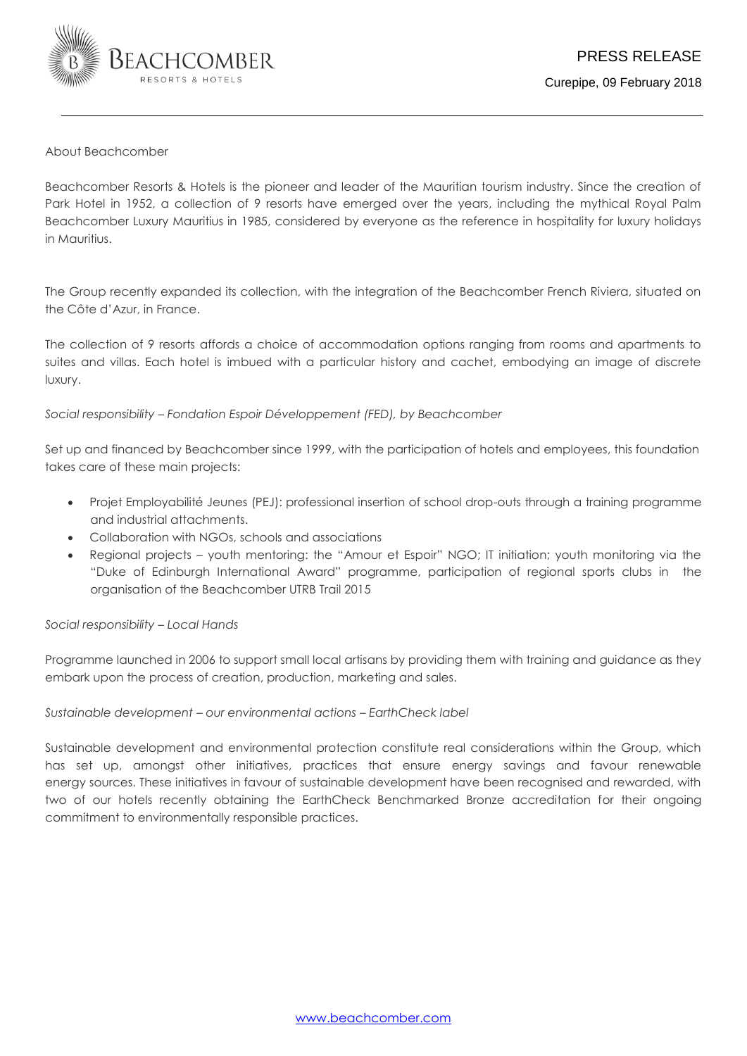About Beachcomber

Beachcomber Resorts & Hotels is the pioneer and leader of the Mauritian tourism industry. Since the creation of Park Hotel in 1952, a collection of 9 resorts have emerged over the years, including the mythical Royal Palm Beachcomber Luxury Mauritius in 1985, considered by everyone as the reference in hospitality for luxury holidays in Mauritius.

The Group recently expanded its collection, with the integration of the Beachcomber French Riviera, situated on the Côte d'Azur, in France.

The collection of 9 resorts affords a choice of accommodation options ranging from rooms and apartments to suites and villas. Each hotel is imbued with a particular history and cachet, embodying an image of discrete luxury.

*Social responsibility – Fondation Espoir Développement (FED), by Beachcomber*

Set up and financed by Beachcomber since 1999, with the participation of hotels and employees, this foundation takes care of these main projects:

- Projet Employabilité Jeunes (PEJ): professional insertion of school drop-outs through a training programme and industrial attachments.
- Collaboration with NGOs, schools and associations
- Regional projects – youth mentoring: the "Amour et Espoir" NGO; IT initiation; youth monitoring via the "Duke of Edinburgh International Award" programme, participation of regional sports clubs in the organisation of the Beachcomber UTRB Trail 2015

*Social responsibility – Local Hands*

Programme launched in 2006 to support small local artisans by providing them with training and guidance as they embark upon the process of creation, production, marketing and sales.

*Sustainable development – our environmental actions – EarthCheck label*

Sustainable development and environmental protection constitute real considerations within the Group, which has set up, amongst other initiatives, practices that ensure energy savings and favour renewable energy sources. These initiatives in favour of sustainable development have been recognised and rewarded, with two of our hotels recently obtaining the EarthCheck Benchmarked Bronze accreditation for their ongoing commitment to environmentally responsible practices.